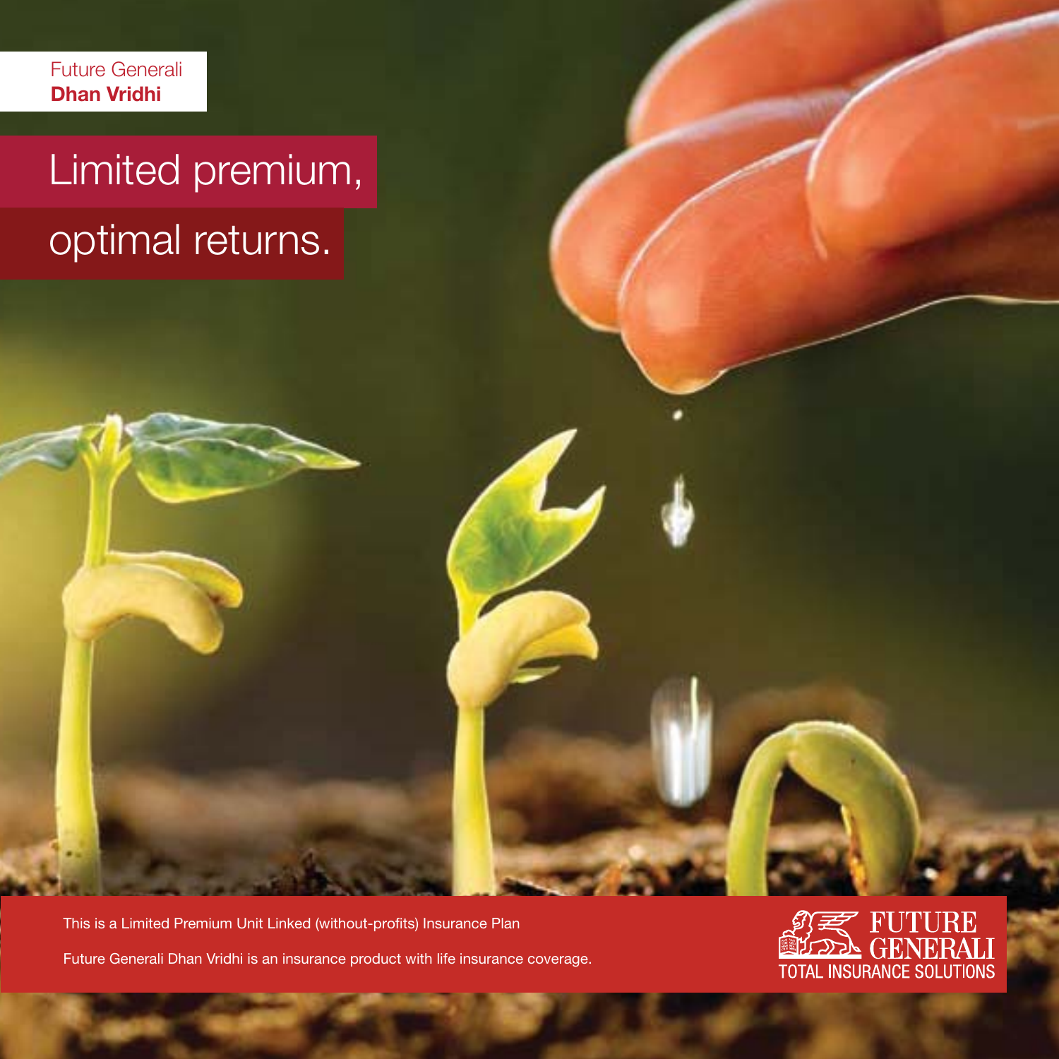Future Generali
**Dhan Vridhi**

# Limited premium, optimal returns.

This is a Limited Premium Unit Linked (without-profits) Insurance Plan

Future Generali Dhan Vridhi is an insurance product with life insurance coverage.

FUTURE GENERALI
TOTAL INSURANCE SOLUTIONS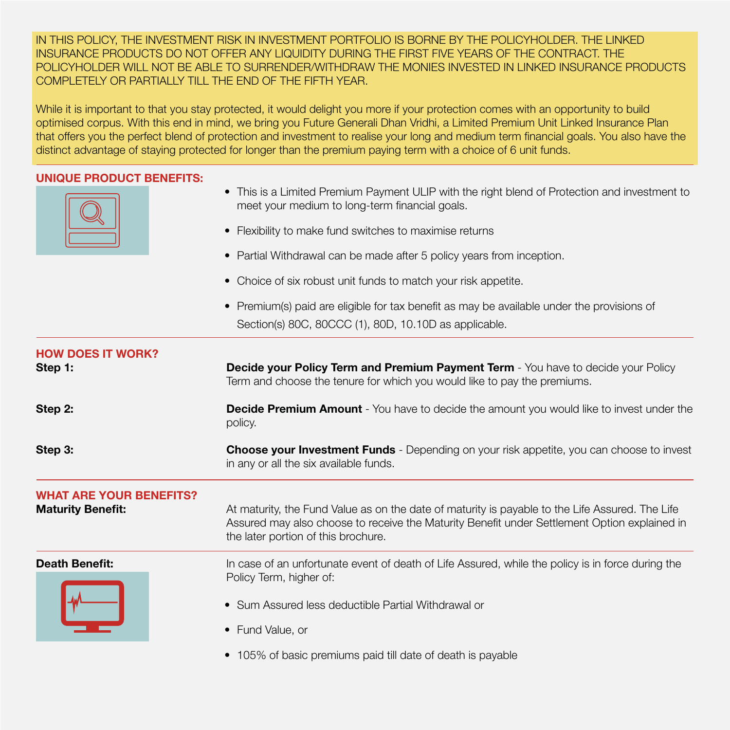IN THIS POLICY, THE INVESTMENT RISK IN INVESTMENT PORTFOLIO IS BORNE BY THE POLICYHOLDER. THE LINKED INSURANCE PRODUCTS DO NOT OFFER ANY LIQUIDITY DURING THE FIRST FIVE YEARS OF THE CONTRACT. THE POLICYHOLDER WILL NOT BE ABLE TO SURRENDER/WITHDRAW THE MONIES INVESTED IN LINKED INSURANCE PRODUCTS COMPLETELY OR PARTIALLY TILL THE END OF THE FIFTH YEAR.

While it is important to that you stay protected, it would delight you more if your protection comes with an opportunity to build optimised corpus. With this end in mind, we bring you Future Generali Dhan Vridhi, a Limited Premium Unit Linked Insurance Plan that offers you the perfect blend of protection and investment to realise your long and medium term financial goals. You also have the distinct advantage of staying protected for longer than the premium paying term with a choice of 6 unit funds.

## UNIQUE PRODUCT BENEFITS:

- This is a Limited Premium Payment ULIP with the right blend of Protection and investment to meet your medium to long-term financial goals.
- Flexibility to make fund switches to maximise returns
- Partial Withdrawal can be made after 5 policy years from inception.
- Choice of six robust unit funds to match your risk appetite.
- Premium(s) paid are eligible for tax benefit as may be available under the provisions of Section(s) 80C, 80CCC (1), 80D, 10.10D as applicable.

## HOW DOES IT WORK?

**Step 1:** **Decide your Policy Term and Premium Payment Term** - You have to decide your Policy Term and choose the tenure for which you would like to pay the premiums.

**Step 2:** **Decide Premium Amount** - You have to decide the amount you would like to invest under the policy.

**Step 3:** **Choose your Investment Funds** - Depending on your risk appetite, you can choose to invest in any or all the six available funds.

## WHAT ARE YOUR BENEFITS?

**Maturity Benefit:** At maturity, the Fund Value as on the date of maturity is payable to the Life Assured. The Life Assured may also choose to receive the Maturity Benefit under Settlement Option explained in the later portion of this brochure.

**Death Benefit:** In case of an unfortunate event of death of Life Assured, while the policy is in force during the Policy Term, higher of:

- Sum Assured less deductible Partial Withdrawal or
- Fund Value, or
- 105% of basic premiums paid till date of death is payable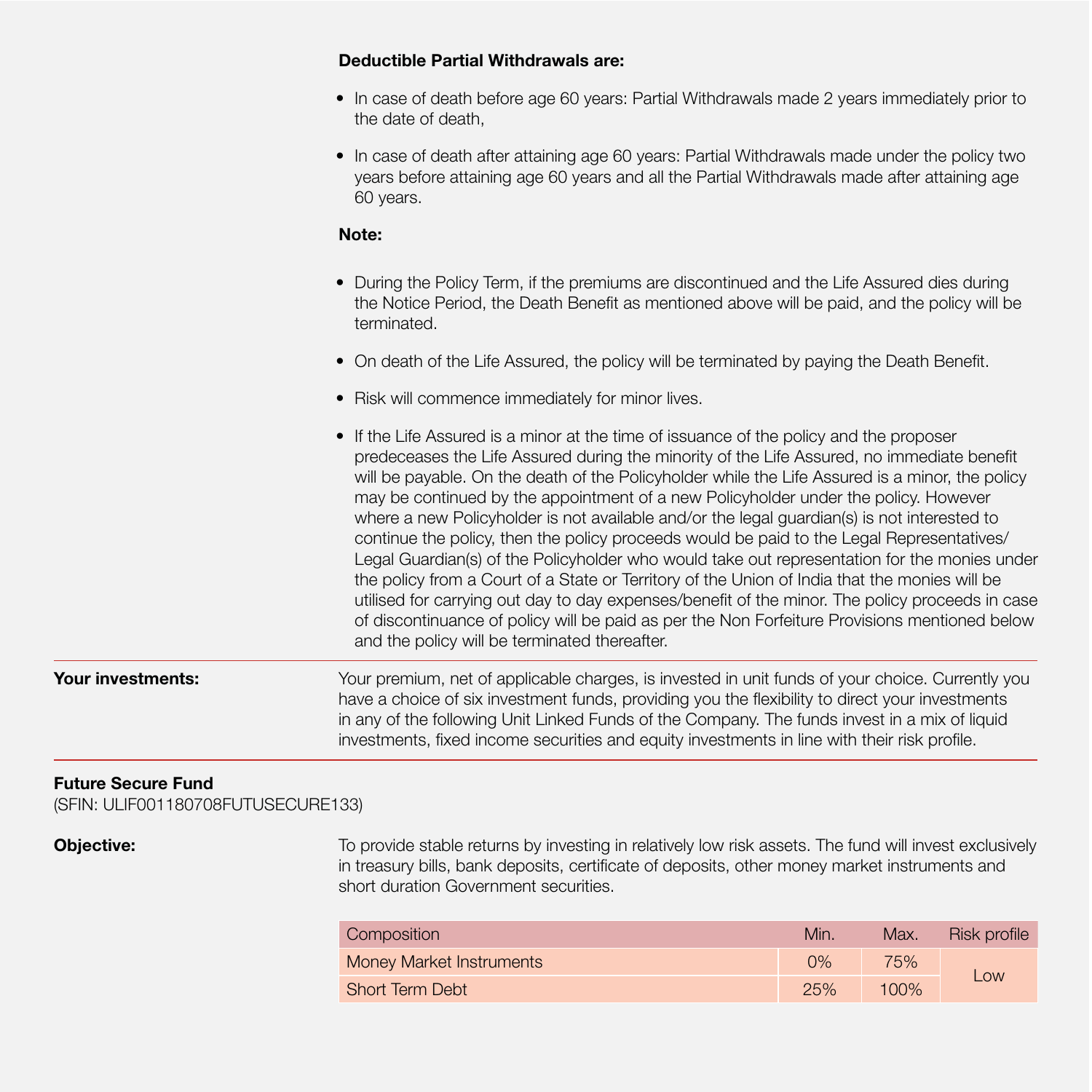**Deductible Partial Withdrawals are:**

- In case of death before age 60 years: Partial Withdrawals made 2 years immediately prior to the date of death,
- In case of death after attaining age 60 years: Partial Withdrawals made under the policy two years before attaining age 60 years and all the Partial Withdrawals made after attaining age 60 years.

**Note:**

- During the Policy Term, if the premiums are discontinued and the Life Assured dies during the Notice Period, the Death Benefit as mentioned above will be paid, and the policy will be terminated.
- On death of the Life Assured, the policy will be terminated by paying the Death Benefit.
- Risk will commence immediately for minor lives.
- If the Life Assured is a minor at the time of issuance of the policy and the proposer predeceases the Life Assured during the minority of the Life Assured, no immediate benefit will be payable. On the death of the Policyholder while the Life Assured is a minor, the policy may be continued by the appointment of a new Policyholder under the policy. However where a new Policyholder is not available and/or the legal guardian(s) is not interested to continue the policy, then the policy proceeds would be paid to the Legal Representatives/ Legal Guardian(s) of the Policyholder who would take out representation for the monies under the policy from a Court of a State or Territory of the Union of India that the monies will be utilised for carrying out day to day expenses/benefit of the minor. The policy proceeds in case of discontinuance of policy will be paid as per the Non Forfeiture Provisions mentioned below and the policy will be terminated thereafter.

**Your investments:**

Your premium, net of applicable charges, is invested in unit funds of your choice. Currently you have a choice of six investment funds, providing you the flexibility to direct your investments in any of the following Unit Linked Funds of the Company. The funds invest in a mix of liquid investments, fixed income securities and equity investments in line with their risk profile.

**Future Secure Fund**

(SFIN: ULIF001180708FUTUSECURE133)

**Objective:**

To provide stable returns by investing in relatively low risk assets. The fund will invest exclusively in treasury bills, bank deposits, certificate of deposits, other money market instruments and short duration Government securities.

| Composition | Min. | Max. | Risk profile |
|---|---|---|---|
| Money Market Instruments | 0% | 75% | Low |
| Short Term Debt | 25% | 100% | |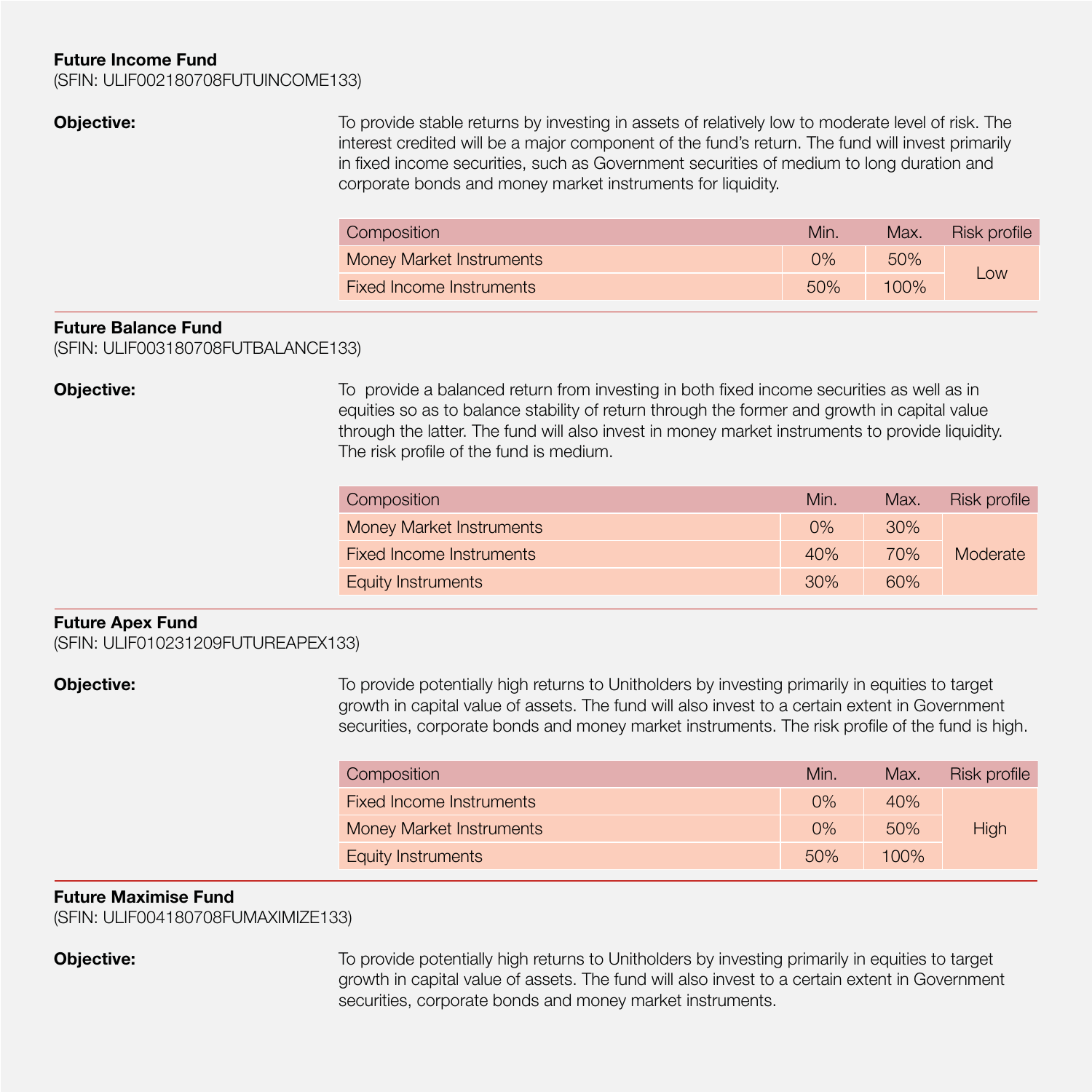**Future Income Fund**
(SFIN: ULIF002180708FUTUINCOME133)

**Objective:**

To provide stable returns by investing in assets of relatively low to moderate level of risk. The interest credited will be a major component of the fund's return. The fund will invest primarily in fixed income securities, such as Government securities of medium to long duration and corporate bonds and money market instruments for liquidity.

| Composition | Min. | Max. | Risk profile |
|---|---|---|---|
| Money Market Instruments | 0% | 50% | Low |
| Fixed Income Instruments | 50% | 100% | |

**Future Balance Fund**
(SFIN: ULIF003180708FUTBALANCE133)

**Objective:**

To provide a balanced return from investing in both fixed income securities as well as in equities so as to balance stability of return through the former and growth in capital value through the latter. The fund will also invest in money market instruments to provide liquidity. The risk profile of the fund is medium.

| Composition | Min. | Max. | Risk profile |
|---|---|---|---|
| Money Market Instruments | 0% | 30% | Moderate |
| Fixed Income Instruments | 40% | 70% | |
| Equity Instruments | 30% | 60% | |

**Future Apex Fund**
(SFIN: ULIF010231209FUTUREAPEX133)

**Objective:**

To provide potentially high returns to Unitholders by investing primarily in equities to target growth in capital value of assets. The fund will also invest to a certain extent in Government securities, corporate bonds and money market instruments. The risk profile of the fund is high.

| Composition | Min. | Max. | Risk profile |
|---|---|---|---|
| Fixed Income Instruments | 0% | 40% | High |
| Money Market Instruments | 0% | 50% | |
| Equity Instruments | 50% | 100% | |

**Future Maximise Fund**
(SFIN: ULIF004180708FUMAXIMIZE133)

**Objective:**

To provide potentially high returns to Unitholders by investing primarily in equities to target growth in capital value of assets. The fund will also invest to a certain extent in Government securities, corporate bonds and money market instruments.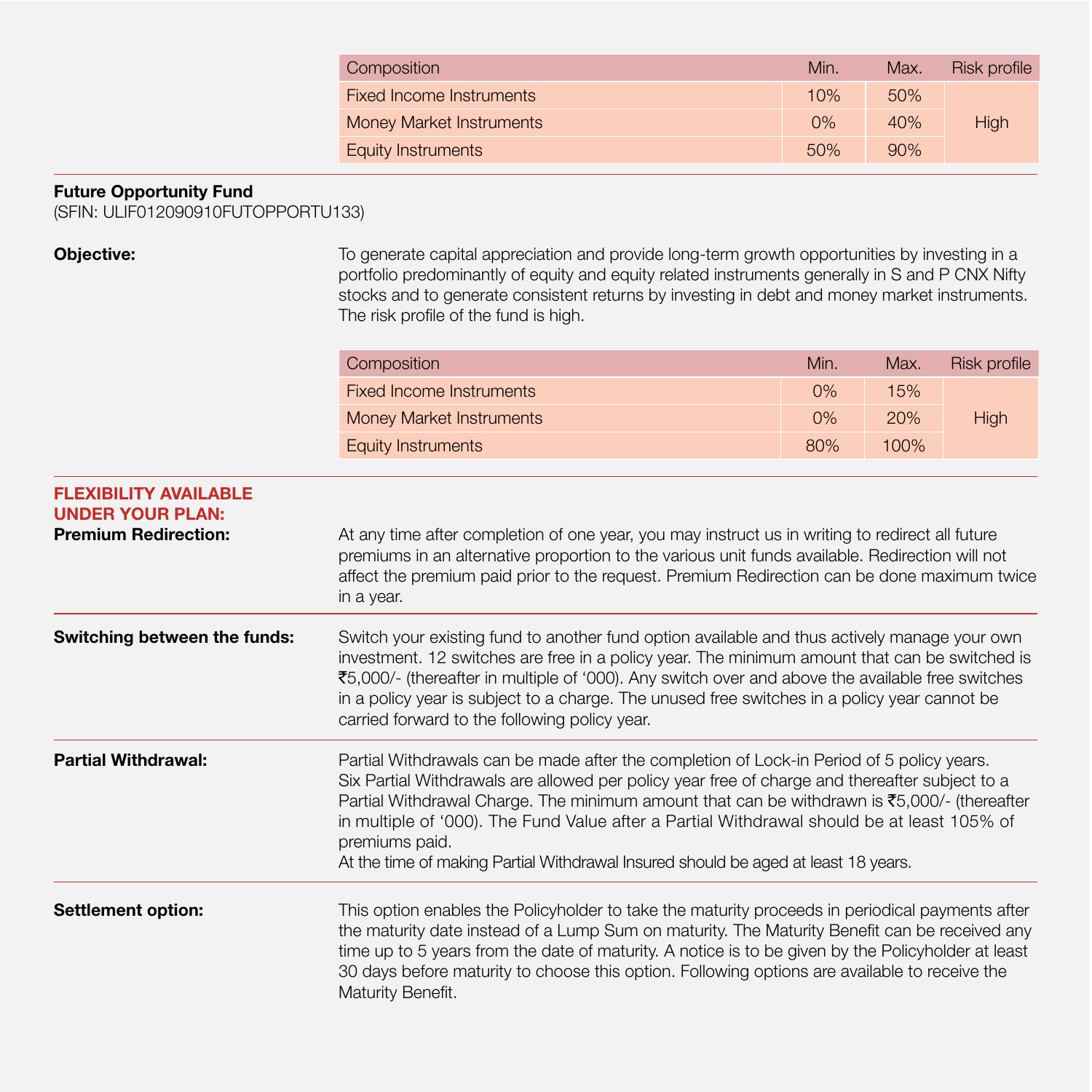| Composition | Min. | Max. | Risk profile |
| --- | --- | --- | --- |
| Fixed Income Instruments | 10% | 50% | High |
| Money Market Instruments | 0% | 40% | |
| Equity Instruments | 50% | 90% | |

**Future Opportunity Fund**
(SFIN: ULIF012090910FUTOPPORTU133)

**Objective:**

To generate capital appreciation and provide long-term growth opportunities by investing in a portfolio predominantly of equity and equity related instruments generally in S and P CNX Nifty stocks and to generate consistent returns by investing in debt and money market instruments. The risk profile of the fund is high.

| Composition | Min. | Max. | Risk profile |
| --- | --- | --- | --- |
| Fixed Income Instruments | 0% | 15% | High |
| Money Market Instruments | 0% | 20% | |
| Equity Instruments | 80% | 100% | |

## FLEXIBILITY AVAILABLE UNDER YOUR PLAN:

**Premium Redirection:**

At any time after completion of one year, you may instruct us in writing to redirect all future premiums in an alternative proportion to the various unit funds available. Redirection will not affect the premium paid prior to the request. Premium Redirection can be done maximum twice in a year.

**Switching between the funds:**

Switch your existing fund to another fund option available and thus actively manage your own investment. 12 switches are free in a policy year. The minimum amount that can be switched is ₹5,000/- (thereafter in multiple of '000). Any switch over and above the available free switches in a policy year is subject to a charge. The unused free switches in a policy year cannot be carried forward to the following policy year.

**Partial Withdrawal:**

Partial Withdrawals can be made after the completion of Lock-in Period of 5 policy years. Six Partial Withdrawals are allowed per policy year free of charge and thereafter subject to a Partial Withdrawal Charge. The minimum amount that can be withdrawn is ₹5,000/- (thereafter in multiple of '000). The Fund Value after a Partial Withdrawal should be at least 105% of premiums paid.
At the time of making Partial Withdrawal Insured should be aged at least 18 years.

**Settlement option:**

This option enables the Policyholder to take the maturity proceeds in periodical payments after the maturity date instead of a Lump Sum on maturity. The Maturity Benefit can be received any time up to 5 years from the date of maturity. A notice is to be given by the Policyholder at least 30 days before maturity to choose this option. Following options are available to receive the Maturity Benefit.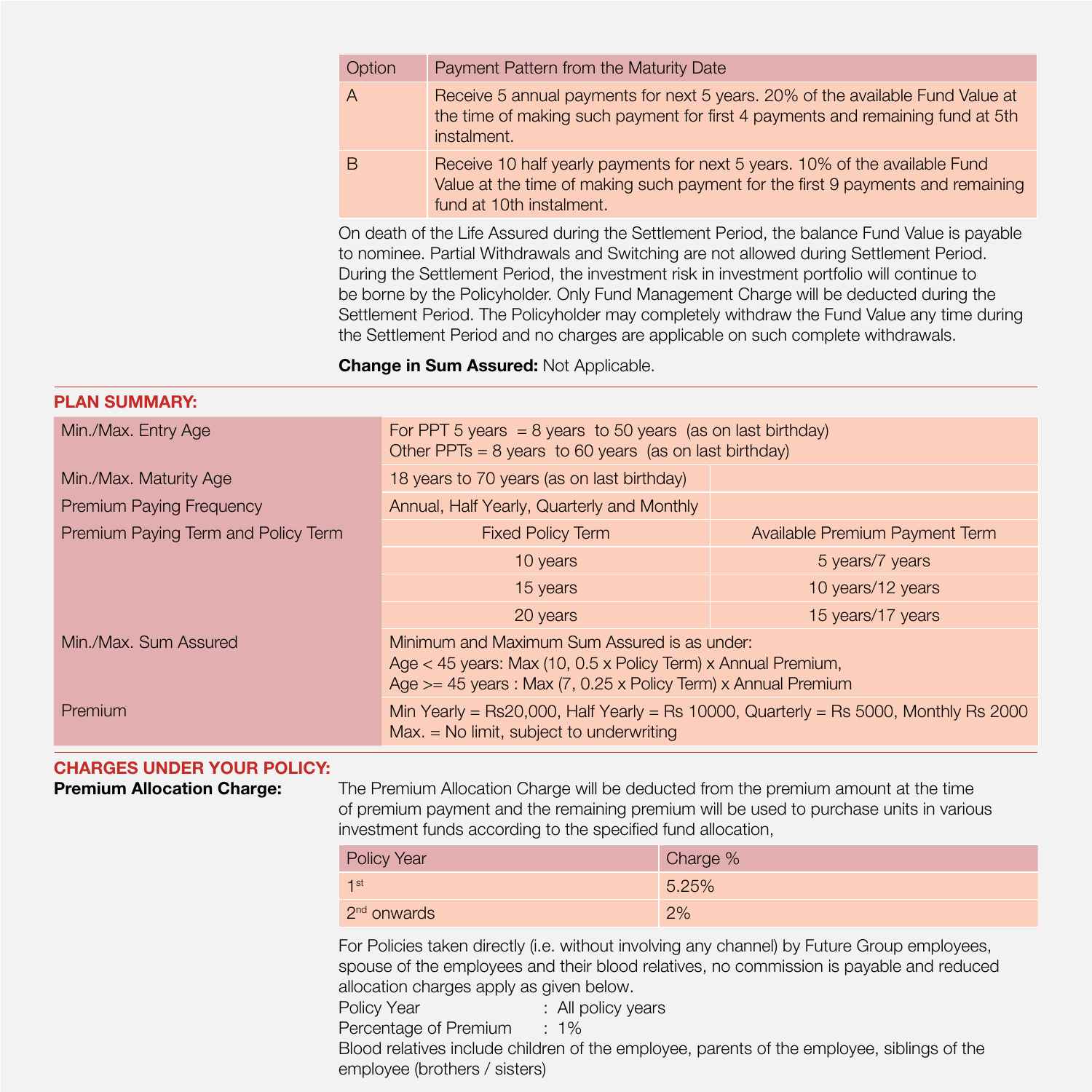| Option | Payment Pattern from the Maturity Date |
|---|---|
| A | Receive 5 annual payments for next 5 years. 20% of the available Fund Value at the time of making such payment for first 4 payments and remaining fund at 5th instalment. |
| B | Receive 10 half yearly payments for next 5 years. 10% of the available Fund Value at the time of making such payment for the first 9 payments and remaining fund at 10th instalment. |

On death of the Life Assured during the Settlement Period, the balance Fund Value is payable to nominee. Partial Withdrawals and Switching are not allowed during Settlement Period. During the Settlement Period, the investment risk in investment portfolio will continue to be borne by the Policyholder. Only Fund Management Charge will be deducted during the Settlement Period. The Policyholder may completely withdraw the Fund Value any time during the Settlement Period and no charges are applicable on such complete withdrawals.

**Change in Sum Assured:** Not Applicable.

## PLAN SUMMARY:

| | | |
|---|---|---|
| Min./Max. Entry Age | For PPT 5 years = 8 years to 50 years (as on last birthday)<br>Other PPTs = 8 years to 60 years (as on last birthday) | |
| Min./Max. Maturity Age | 18 years to 70 years (as on last birthday) | |
| Premium Paying Frequency | Annual, Half Yearly, Quarterly and Monthly | |
| Premium Paying Term and Policy Term | Fixed Policy Term | Available Premium Payment Term |
| | 10 years | 5 years/7 years |
| | 15 years | 10 years/12 years |
| | 20 years | 15 years/17 years |
| Min./Max. Sum Assured | Minimum and Maximum Sum Assured is as under:<br>Age < 45 years: Max (10, 0.5 x Policy Term) x Annual Premium,<br>Age >= 45 years : Max (7, 0.25 x Policy Term) x Annual Premium | |
| Premium | Min Yearly = Rs20,000, Half Yearly = Rs 10000, Quarterly = Rs 5000, Monthly Rs 2000<br>Max. = No limit, subject to underwriting | |

## CHARGES UNDER YOUR POLICY:

**Premium Allocation Charge:**

The Premium Allocation Charge will be deducted from the premium amount at the time of premium payment and the remaining premium will be used to purchase units in various investment funds according to the specified fund allocation,

| Policy Year | Charge % |
|---|---|
| 1st | 5.25% |
| 2nd onwards | 2% |

For Policies taken directly (i.e. without involving any channel) by Future Group employees, spouse of the employees and their blood relatives, no commission is payable and reduced allocation charges apply as given below.

Policy Year : All policy years
Percentage of Premium : 1%

Blood relatives include children of the employee, parents of the employee, siblings of the employee (brothers / sisters)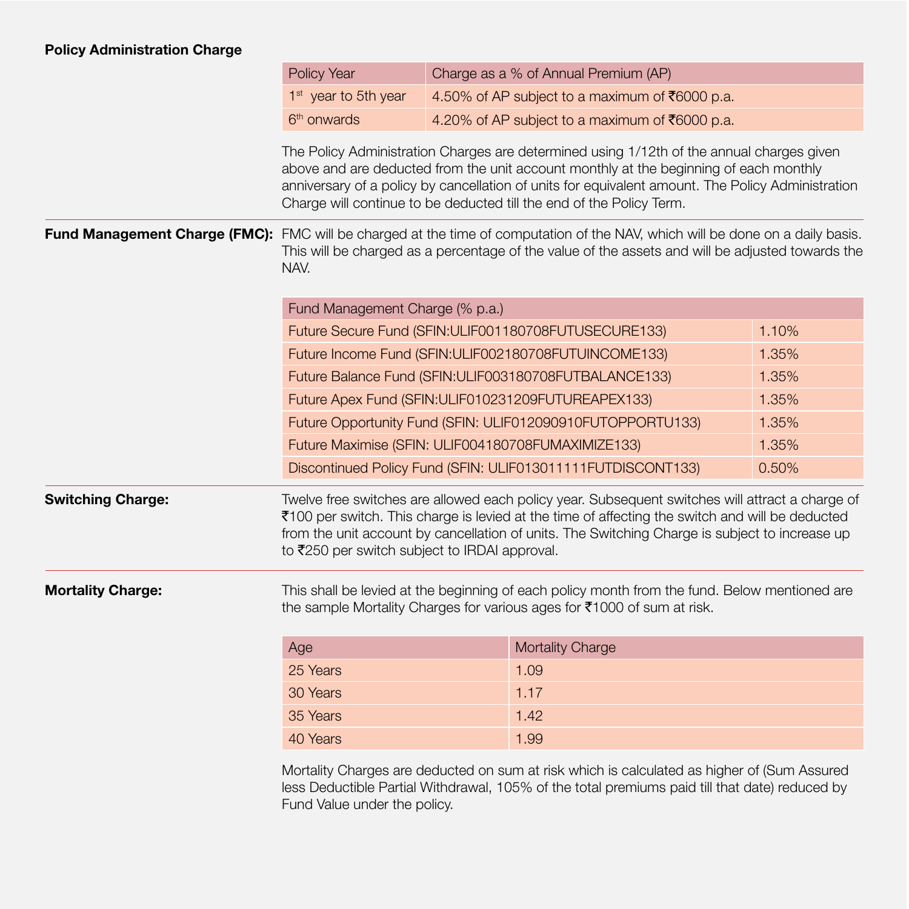**Policy Administration Charge**

| Policy Year | Charge as a % of Annual Premium (AP) |
| --- | --- |
| 1st year to 5th year | 4.50% of AP subject to a maximum of ₹6000 p.a. |
| 6th onwards | 4.20% of AP subject to a maximum of ₹6000 p.a. |

The Policy Administration Charges are determined using 1/12th of the annual charges given above and are deducted from the unit account monthly at the beginning of each monthly anniversary of a policy by cancellation of units for equivalent amount. The Policy Administration Charge will continue to be deducted till the end of the Policy Term.

**Fund Management Charge (FMC):** FMC will be charged at the time of computation of the NAV, which will be done on a daily basis. This will be charged as a percentage of the value of the assets and will be adjusted towards the NAV.

| Fund Management Charge (% p.a.) | |
| --- | --- |
| Future Secure Fund (SFIN:ULIF001180708FUTUSECURE133) | 1.10% |
| Future Income Fund (SFIN:ULIF002180708FUTUINCOME133) | 1.35% |
| Future Balance Fund (SFIN:ULIF003180708FUTBALANCE133) | 1.35% |
| Future Apex Fund (SFIN:ULIF010231209FUTUREAPEX133) | 1.35% |
| Future Opportunity Fund (SFIN: ULIF012090910FUTOPPORTU133) | 1.35% |
| Future Maximise (SFIN: ULIF004180708FUMAXIMIZE133) | 1.35% |
| Discontinued Policy Fund (SFIN: ULIF013011111FUTDISCONT133) | 0.50% |

**Switching Charge:** Twelve free switches are allowed each policy year. Subsequent switches will attract a charge of ₹100 per switch. This charge is levied at the time of affecting the switch and will be deducted from the unit account by cancellation of units. The Switching Charge is subject to increase up to ₹250 per switch subject to IRDAI approval.

**Mortality Charge:** This shall be levied at the beginning of each policy month from the fund. Below mentioned are the sample Mortality Charges for various ages for ₹1000 of sum at risk.

| Age | Mortality Charge |
| --- | --- |
| 25 Years | 1.09 |
| 30 Years | 1.17 |
| 35 Years | 1.42 |
| 40 Years | 1.99 |

Mortality Charges are deducted on sum at risk which is calculated as higher of (Sum Assured less Deductible Partial Withdrawal, 105% of the total premiums paid till that date) reduced by Fund Value under the policy.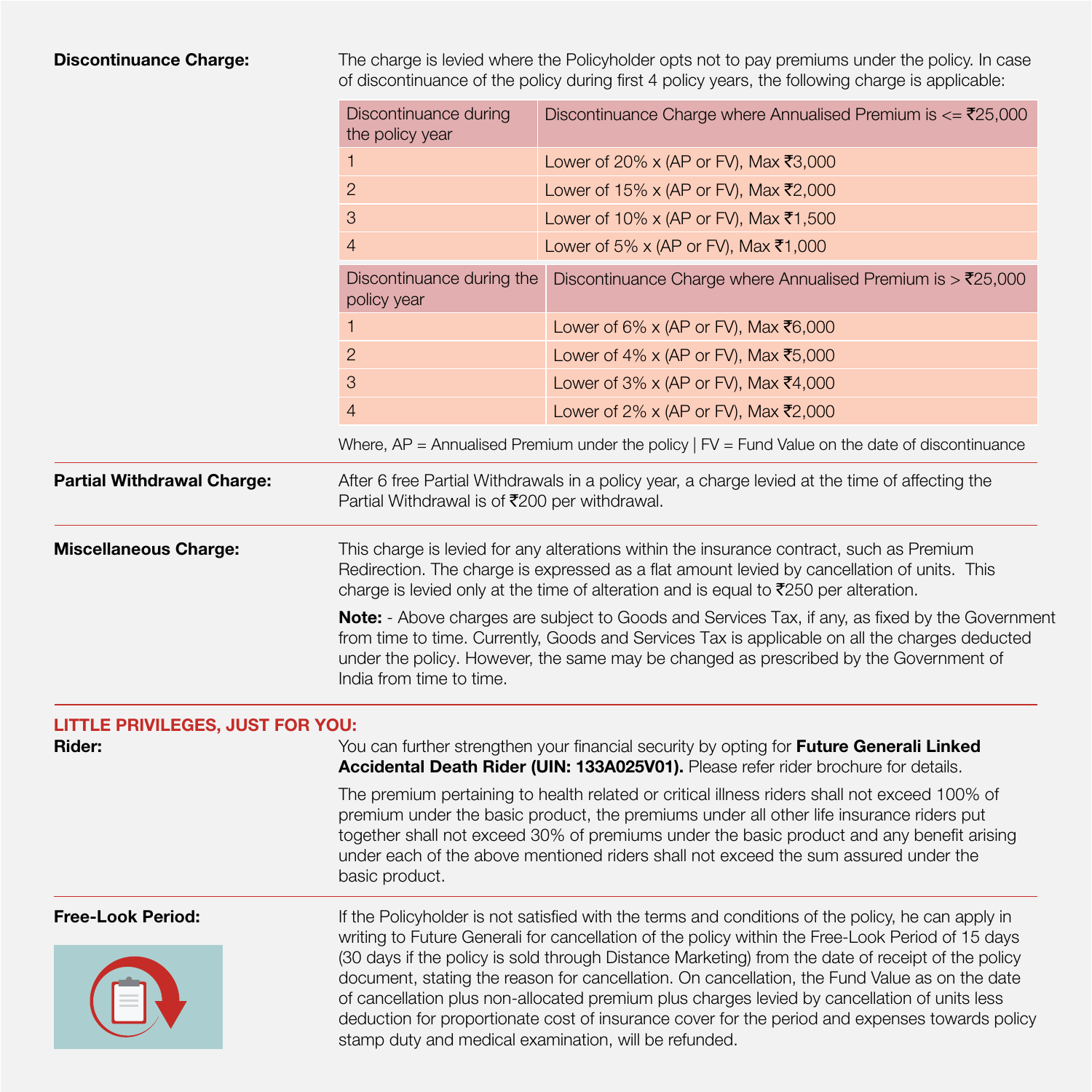**Discontinuance Charge:**

The charge is levied where the Policyholder opts not to pay premiums under the policy. In case of discontinuance of the policy during first 4 policy years, the following charge is applicable:

| Discontinuance during the policy year | Discontinuance Charge where Annualised Premium is <= ₹25,000 |
|---|---|
| 1 | Lower of 20% x (AP or FV), Max ₹3,000 |
| 2 | Lower of 15% x (AP or FV), Max ₹2,000 |
| 3 | Lower of 10% x (AP or FV), Max ₹1,500 |
| 4 | Lower of 5% x (AP or FV), Max ₹1,000 |

| Discontinuance during the policy year | Discontinuance Charge where Annualised Premium is > ₹25,000 |
|---|---|
| 1 | Lower of 6% x (AP or FV), Max ₹6,000 |
| 2 | Lower of 4% x (AP or FV), Max ₹5,000 |
| 3 | Lower of 3% x (AP or FV), Max ₹4,000 |
| 4 | Lower of 2% x (AP or FV), Max ₹2,000 |

Where, AP = Annualised Premium under the policy | FV = Fund Value on the date of discontinuance

**Partial Withdrawal Charge:**

After 6 free Partial Withdrawals in a policy year, a charge levied at the time of affecting the Partial Withdrawal is of ₹200 per withdrawal.

**Miscellaneous Charge:**

This charge is levied for any alterations within the insurance contract, such as Premium Redirection. The charge is expressed as a flat amount levied by cancellation of units. This charge is levied only at the time of alteration and is equal to ₹250 per alteration.

**Note:** - Above charges are subject to Goods and Services Tax, if any, as fixed by the Government from time to time. Currently, Goods and Services Tax is applicable on all the charges deducted under the policy. However, the same may be changed as prescribed by the Government of India from time to time.

## LITTLE PRIVILEGES, JUST FOR YOU:

**Rider:**

You can further strengthen your financial security by opting for **Future Generali Linked Accidental Death Rider (UIN: 133A025V01).** Please refer rider brochure for details.

The premium pertaining to health related or critical illness riders shall not exceed 100% of premium under the basic product, the premiums under all other life insurance riders put together shall not exceed 30% of premiums under the basic product and any benefit arising under each of the above mentioned riders shall not exceed the sum assured under the basic product.

**Free-Look Period:**

If the Policyholder is not satisfied with the terms and conditions of the policy, he can apply in writing to Future Generali for cancellation of the policy within the Free-Look Period of 15 days (30 days if the policy is sold through Distance Marketing) from the date of receipt of the policy document, stating the reason for cancellation. On cancellation, the Fund Value as on the date of cancellation plus non-allocated premium plus charges levied by cancellation of units less deduction for proportionate cost of insurance cover for the period and expenses towards policy stamp duty and medical examination, will be refunded.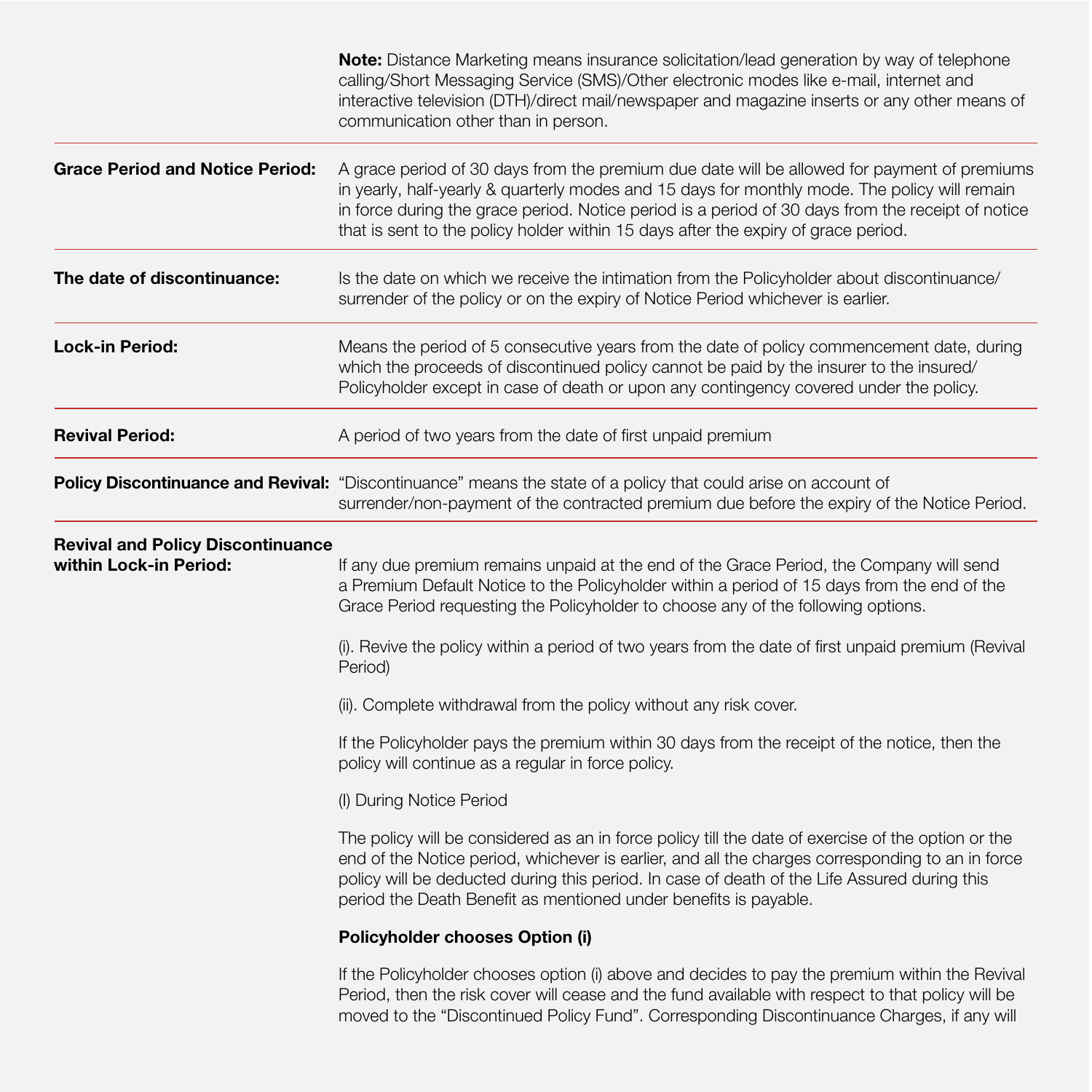**Note:** Distance Marketing means insurance solicitation/lead generation by way of telephone calling/Short Messaging Service (SMS)/Other electronic modes like e-mail, internet and interactive television (DTH)/direct mail/newspaper and magazine inserts or any other means of communication other than in person.

**Grace Period and Notice Period:** A grace period of 30 days from the premium due date will be allowed for payment of premiums in yearly, half-yearly & quarterly modes and 15 days for monthly mode. The policy will remain in force during the grace period. Notice period is a period of 30 days from the receipt of notice that is sent to the policy holder within 15 days after the expiry of grace period.

**The date of discontinuance:** Is the date on which we receive the intimation from the Policyholder about discontinuance/ surrender of the policy or on the expiry of Notice Period whichever is earlier.

**Lock-in Period:** Means the period of 5 consecutive years from the date of policy commencement date, during which the proceeds of discontinued policy cannot be paid by the insurer to the insured/ Policyholder except in case of death or upon any contingency covered under the policy.

**Revival Period:** A period of two years from the date of first unpaid premium

**Policy Discontinuance and Revival:** "Discontinuance" means the state of a policy that could arise on account of surrender/non-payment of the contracted premium due before the expiry of the Notice Period.

**Revival and Policy Discontinuance within Lock-in Period:**

If any due premium remains unpaid at the end of the Grace Period, the Company will send a Premium Default Notice to the Policyholder within a period of 15 days from the end of the Grace Period requesting the Policyholder to choose any of the following options.

(i). Revive the policy within a period of two years from the date of first unpaid premium (Revival Period)

(ii). Complete withdrawal from the policy without any risk cover.

If the Policyholder pays the premium within 30 days from the receipt of the notice, then the policy will continue as a regular in force policy.

(I) During Notice Period

The policy will be considered as an in force policy till the date of exercise of the option or the end of the Notice period, whichever is earlier, and all the charges corresponding to an in force policy will be deducted during this period. In case of death of the Life Assured during this period the Death Benefit as mentioned under benefits is payable.

**Policyholder chooses Option (i)**

If the Policyholder chooses option (i) above and decides to pay the premium within the Revival Period, then the risk cover will cease and the fund available with respect to that policy will be moved to the "Discontinued Policy Fund". Corresponding Discontinuance Charges, if any will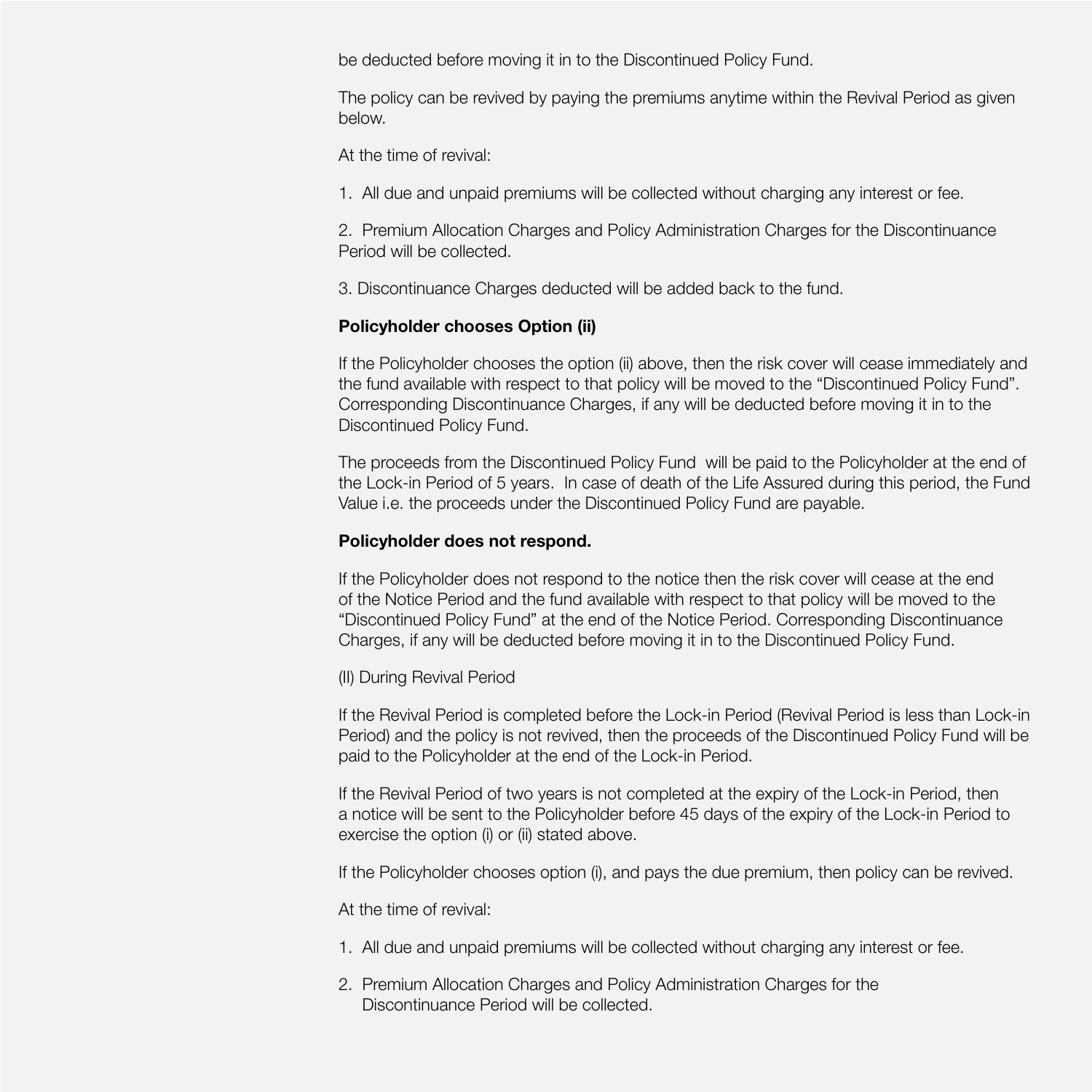be deducted before moving it in to the Discontinued Policy Fund.

The policy can be revived by paying the premiums anytime within the Revival Period as given below.

At the time of revival:

1. All due and unpaid premiums will be collected without charging any interest or fee.

2. Premium Allocation Charges and Policy Administration Charges for the Discontinuance Period will be collected.

3. Discontinuance Charges deducted will be added back to the fund.

**Policyholder chooses Option (ii)**

If the Policyholder chooses the option (ii) above, then the risk cover will cease immediately and the fund available with respect to that policy will be moved to the "Discontinued Policy Fund". Corresponding Discontinuance Charges, if any will be deducted before moving it in to the Discontinued Policy Fund.

The proceeds from the Discontinued Policy Fund will be paid to the Policyholder at the end of the Lock-in Period of 5 years. In case of death of the Life Assured during this period, the Fund Value i.e. the proceeds under the Discontinued Policy Fund are payable.

**Policyholder does not respond.**

If the Policyholder does not respond to the notice then the risk cover will cease at the end of the Notice Period and the fund available with respect to that policy will be moved to the "Discontinued Policy Fund" at the end of the Notice Period. Corresponding Discontinuance Charges, if any will be deducted before moving it in to the Discontinued Policy Fund.

(II) During Revival Period

If the Revival Period is completed before the Lock-in Period (Revival Period is less than Lock-in Period) and the policy is not revived, then the proceeds of the Discontinued Policy Fund will be paid to the Policyholder at the end of the Lock-in Period.

If the Revival Period of two years is not completed at the expiry of the Lock-in Period, then a notice will be sent to the Policyholder before 45 days of the expiry of the Lock-in Period to exercise the option (i) or (ii) stated above.

If the Policyholder chooses option (i), and pays the due premium, then policy can be revived.

At the time of revival:

1. All due and unpaid premiums will be collected without charging any interest or fee.

2. Premium Allocation Charges and Policy Administration Charges for the Discontinuance Period will be collected.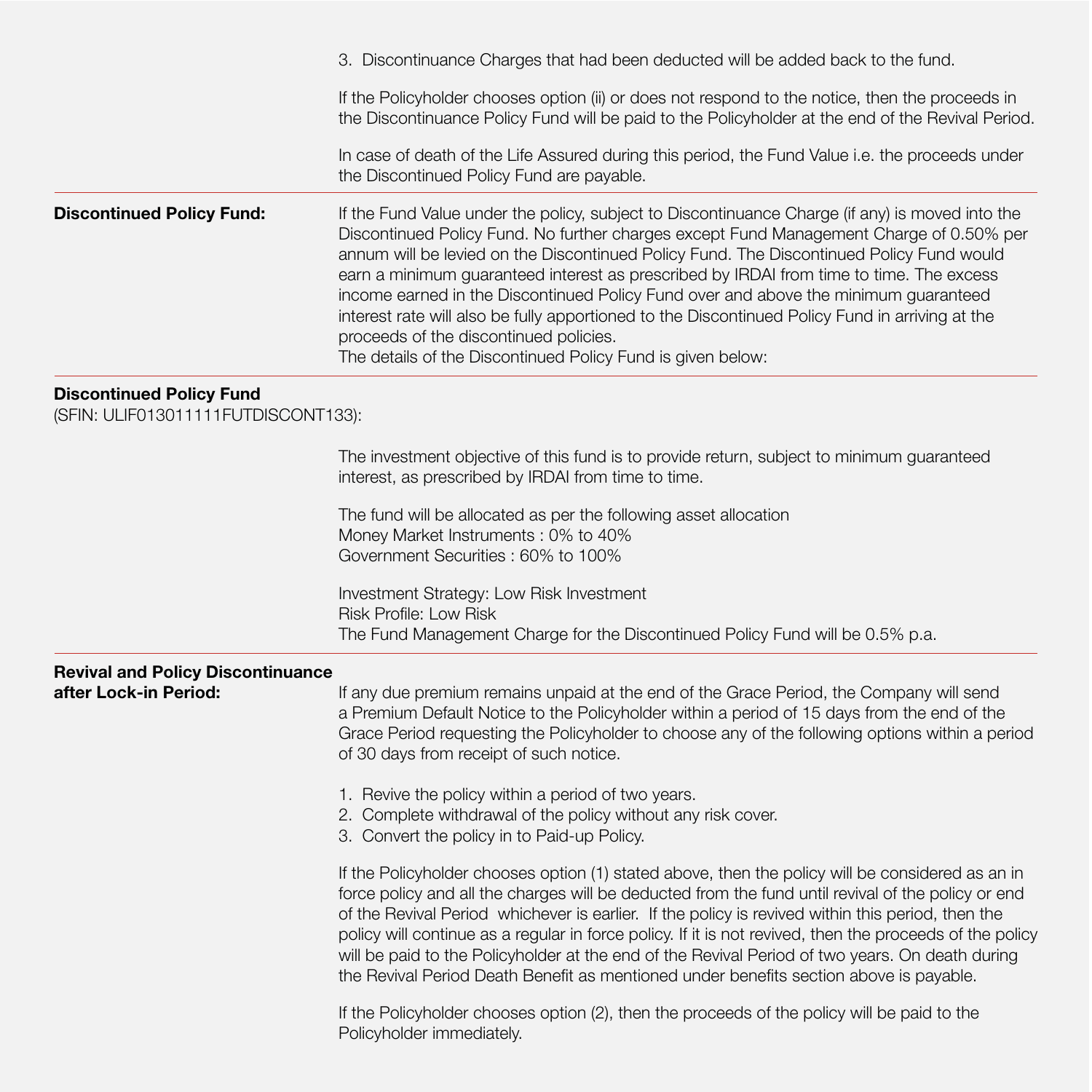3. Discontinuance Charges that had been deducted will be added back to the fund.

If the Policyholder chooses option (ii) or does not respond to the notice, then the proceeds in the Discontinuance Policy Fund will be paid to the Policyholder at the end of the Revival Period.

In case of death of the Life Assured during this period, the Fund Value i.e. the proceeds under the Discontinued Policy Fund are payable.

**Discontinued Policy Fund:**

If the Fund Value under the policy, subject to Discontinuance Charge (if any) is moved into the Discontinued Policy Fund. No further charges except Fund Management Charge of 0.50% per annum will be levied on the Discontinued Policy Fund. The Discontinued Policy Fund would earn a minimum guaranteed interest as prescribed by IRDAI from time to time. The excess income earned in the Discontinued Policy Fund over and above the minimum guaranteed interest rate will also be fully apportioned to the Discontinued Policy Fund in arriving at the proceeds of the discontinued policies.
The details of the Discontinued Policy Fund is given below:

**Discontinued Policy Fund**
(SFIN: ULIF013011111FUTDISCONT133):

The investment objective of this fund is to provide return, subject to minimum guaranteed interest, as prescribed by IRDAI from time to time.

The fund will be allocated as per the following asset allocation
Money Market Instruments : 0% to 40%
Government Securities : 60% to 100%

Investment Strategy: Low Risk Investment
Risk Profile: Low Risk
The Fund Management Charge for the Discontinued Policy Fund will be 0.5% p.a.

**Revival and Policy Discontinuance after Lock-in Period:**

If any due premium remains unpaid at the end of the Grace Period, the Company will send a Premium Default Notice to the Policyholder within a period of 15 days from the end of the Grace Period requesting the Policyholder to choose any of the following options within a period of 30 days from receipt of such notice.

1. Revive the policy within a period of two years.
2. Complete withdrawal of the policy without any risk cover.
3. Convert the policy in to Paid-up Policy.

If the Policyholder chooses option (1) stated above, then the policy will be considered as an in force policy and all the charges will be deducted from the fund until revival of the policy or end of the Revival Period whichever is earlier. If the policy is revived within this period, then the policy will continue as a regular in force policy. If it is not revived, then the proceeds of the policy will be paid to the Policyholder at the end of the Revival Period of two years. On death during the Revival Period Death Benefit as mentioned under benefits section above is payable.

If the Policyholder chooses option (2), then the proceeds of the policy will be paid to the Policyholder immediately.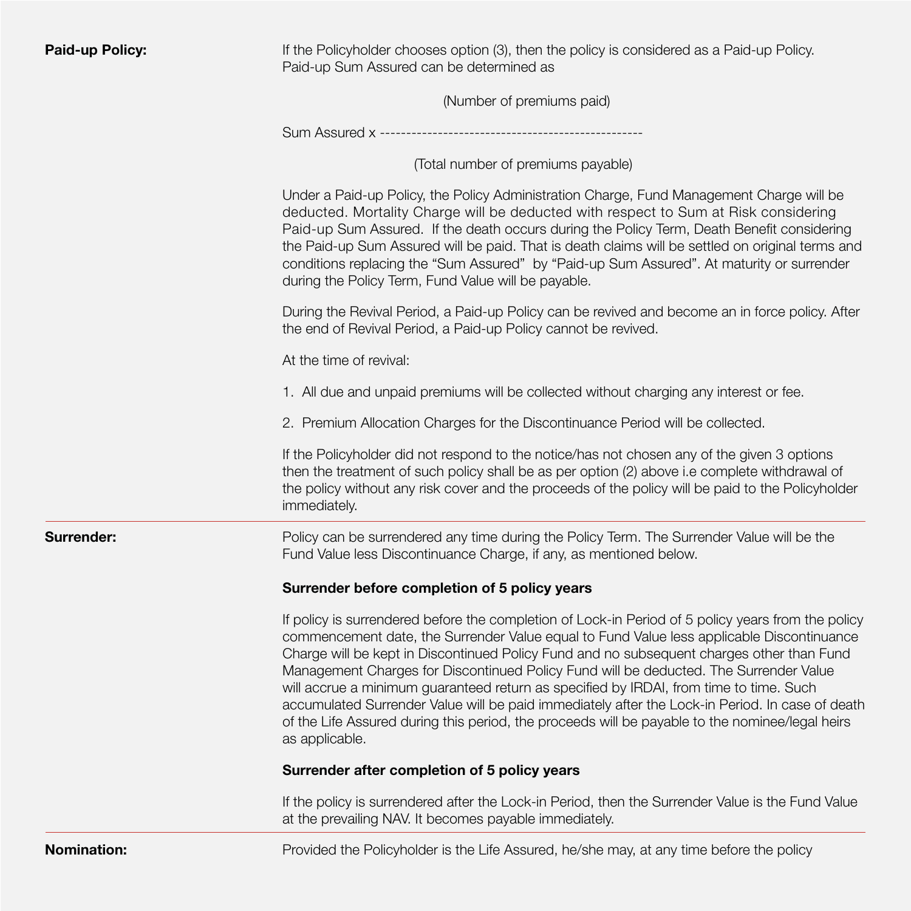**Paid-up Policy:**

If the Policyholder chooses option (3), then the policy is considered as a Paid-up Policy. Paid-up Sum Assured can be determined as

$$\text{Sum Assured} \times \frac{\text{(Number of premiums paid)}}{\text{(Total number of premiums payable)}}$$

Under a Paid-up Policy, the Policy Administration Charge, Fund Management Charge will be deducted. Mortality Charge will be deducted with respect to Sum at Risk considering Paid-up Sum Assured. If the death occurs during the Policy Term, Death Benefit considering the Paid-up Sum Assured will be paid. That is death claims will be settled on original terms and conditions replacing the "Sum Assured" by "Paid-up Sum Assured". At maturity or surrender during the Policy Term, Fund Value will be payable.

During the Revival Period, a Paid-up Policy can be revived and become an in force policy. After the end of Revival Period, a Paid-up Policy cannot be revived.

At the time of revival:

1. All due and unpaid premiums will be collected without charging any interest or fee.
2. Premium Allocation Charges for the Discontinuance Period will be collected.

If the Policyholder did not respond to the notice/has not chosen any of the given 3 options then the treatment of such policy shall be as per option (2) above i.e complete withdrawal of the policy without any risk cover and the proceeds of the policy will be paid to the Policyholder immediately.

---

**Surrender:**

Policy can be surrendered any time during the Policy Term. The Surrender Value will be the Fund Value less Discontinuance Charge, if any, as mentioned below.

**Surrender before completion of 5 policy years**

If policy is surrendered before the completion of Lock-in Period of 5 policy years from the policy commencement date, the Surrender Value equal to Fund Value less applicable Discontinuance Charge will be kept in Discontinued Policy Fund and no subsequent charges other than Fund Management Charges for Discontinued Policy Fund will be deducted. The Surrender Value will accrue a minimum guaranteed return as specified by IRDAI, from time to time. Such accumulated Surrender Value will be paid immediately after the Lock-in Period. In case of death of the Life Assured during this period, the proceeds will be payable to the nominee/legal heirs as applicable.

**Surrender after completion of 5 policy years**

If the policy is surrendered after the Lock-in Period, then the Surrender Value is the Fund Value at the prevailing NAV. It becomes payable immediately.

---

**Nomination:**

Provided the Policyholder is the Life Assured, he/she may, at any time before the policy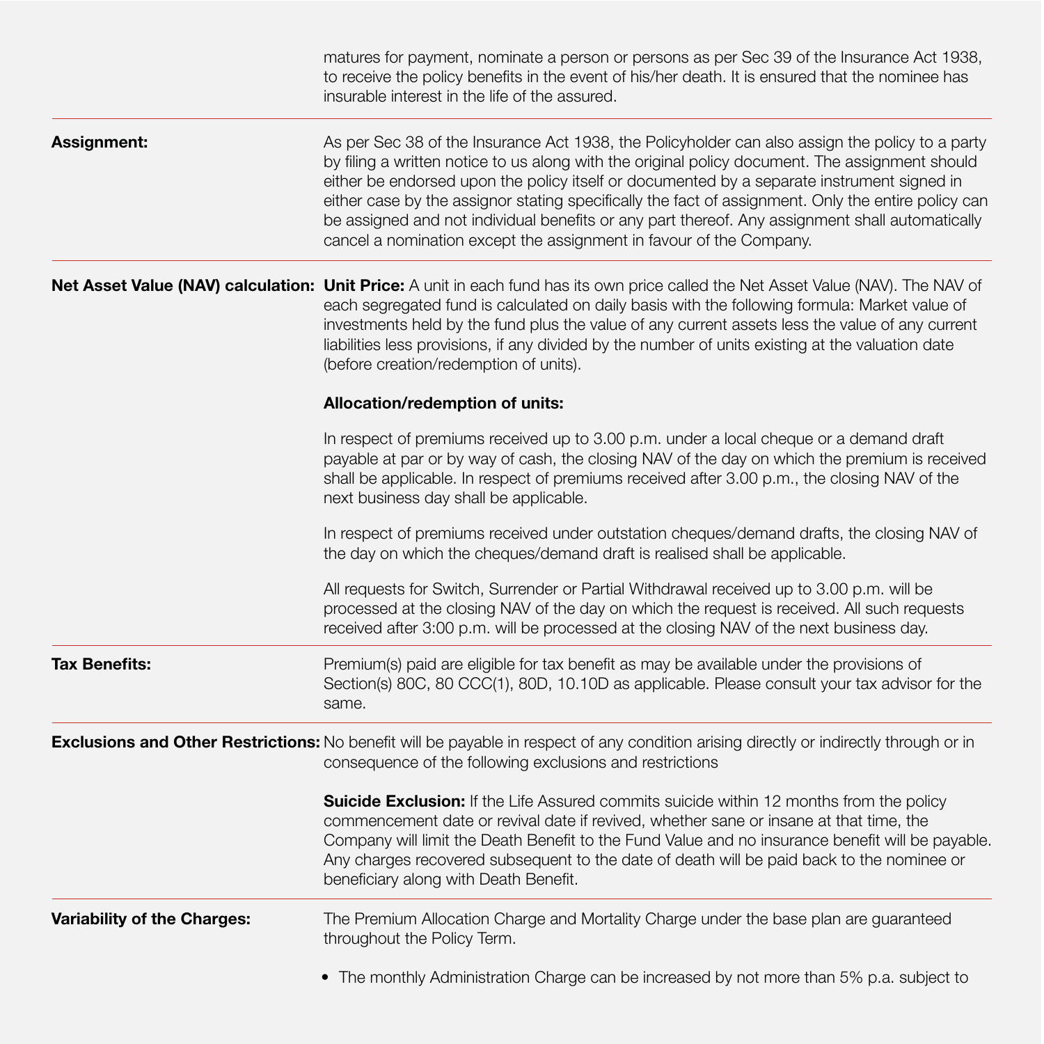matures for payment, nominate a person or persons as per Sec 39 of the Insurance Act 1938, to receive the policy benefits in the event of his/her death. It is ensured that the nominee has insurable interest in the life of the assured.

**Assignment:**

As per Sec 38 of the Insurance Act 1938, the Policyholder can also assign the policy to a party by filing a written notice to us along with the original policy document. The assignment should either be endorsed upon the policy itself or documented by a separate instrument signed in either case by the assignor stating specifically the fact of assignment. Only the entire policy can be assigned and not individual benefits or any part thereof. Any assignment shall automatically cancel a nomination except the assignment in favour of the Company.

**Net Asset Value (NAV) calculation:**

**Unit Price:** A unit in each fund has its own price called the Net Asset Value (NAV). The NAV of each segregated fund is calculated on daily basis with the following formula: Market value of investments held by the fund plus the value of any current assets less the value of any current liabilities less provisions, if any divided by the number of units existing at the valuation date (before creation/redemption of units).

**Allocation/redemption of units:**

In respect of premiums received up to 3.00 p.m. under a local cheque or a demand draft payable at par or by way of cash, the closing NAV of the day on which the premium is received shall be applicable. In respect of premiums received after 3.00 p.m., the closing NAV of the next business day shall be applicable.

In respect of premiums received under outstation cheques/demand drafts, the closing NAV of the day on which the cheques/demand draft is realised shall be applicable.

All requests for Switch, Surrender or Partial Withdrawal received up to 3.00 p.m. will be processed at the closing NAV of the day on which the request is received. All such requests received after 3:00 p.m. will be processed at the closing NAV of the next business day.

**Tax Benefits:**

Premium(s) paid are eligible for tax benefit as may be available under the provisions of Section(s) 80C, 80 CCC(1), 80D, 10.10D as applicable. Please consult your tax advisor for the same.

**Exclusions and Other Restrictions:**

No benefit will be payable in respect of any condition arising directly or indirectly through or in consequence of the following exclusions and restrictions

**Suicide Exclusion:** If the Life Assured commits suicide within 12 months from the policy commencement date or revival date if revived, whether sane or insane at that time, the Company will limit the Death Benefit to the Fund Value and no insurance benefit will be payable. Any charges recovered subsequent to the date of death will be paid back to the nominee or beneficiary along with Death Benefit.

**Variability of the Charges:**

The Premium Allocation Charge and Mortality Charge under the base plan are guaranteed throughout the Policy Term.

- The monthly Administration Charge can be increased by not more than 5% p.a. subject to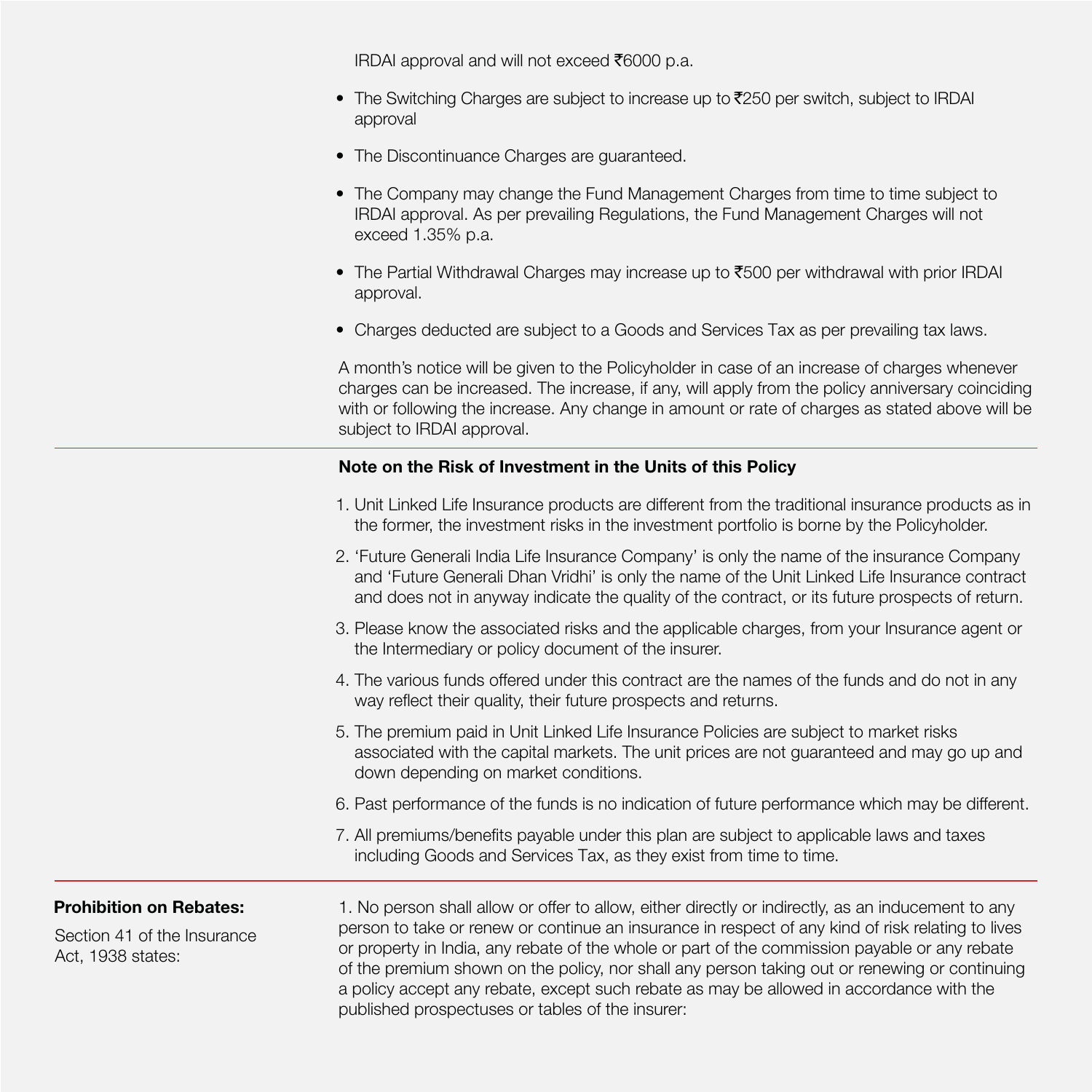IRDAI approval and will not exceed ₹6000 p.a.

- The Switching Charges are subject to increase up to ₹250 per switch, subject to IRDAI approval
- The Discontinuance Charges are guaranteed.
- The Company may change the Fund Management Charges from time to time subject to IRDAI approval. As per prevailing Regulations, the Fund Management Charges will not exceed 1.35% p.a.
- The Partial Withdrawal Charges may increase up to ₹500 per withdrawal with prior IRDAI approval.
- Charges deducted are subject to a Goods and Services Tax as per prevailing tax laws.

A month's notice will be given to the Policyholder in case of an increase of charges whenever charges can be increased. The increase, if any, will apply from the policy anniversary coinciding with or following the increase. Any change in amount or rate of charges as stated above will be subject to IRDAI approval.

**Note on the Risk of Investment in the Units of this Policy**

1. Unit Linked Life Insurance products are different from the traditional insurance products as in the former, the investment risks in the investment portfolio is borne by the Policyholder.
2. 'Future Generali India Life Insurance Company' is only the name of the insurance Company and 'Future Generali Dhan Vridhi' is only the name of the Unit Linked Life Insurance contract and does not in anyway indicate the quality of the contract, or its future prospects of return.
3. Please know the associated risks and the applicable charges, from your Insurance agent or the Intermediary or policy document of the insurer.
4. The various funds offered under this contract are the names of the funds and do not in any way reflect their quality, their future prospects and returns.
5. The premium paid in Unit Linked Life Insurance Policies are subject to market risks associated with the capital markets. The unit prices are not guaranteed and may go up and down depending on market conditions.
6. Past performance of the funds is no indication of future performance which may be different.
7. All premiums/benefits payable under this plan are subject to applicable laws and taxes including Goods and Services Tax, as they exist from time to time.

**Prohibition on Rebates:**

Section 41 of the Insurance Act, 1938 states:

1. No person shall allow or offer to allow, either directly or indirectly, as an inducement to any person to take or renew or continue an insurance in respect of any kind of risk relating to lives or property in India, any rebate of the whole or part of the commission payable or any rebate of the premium shown on the policy, nor shall any person taking out or renewing or continuing a policy accept any rebate, except such rebate as may be allowed in accordance with the published prospectuses or tables of the insurer: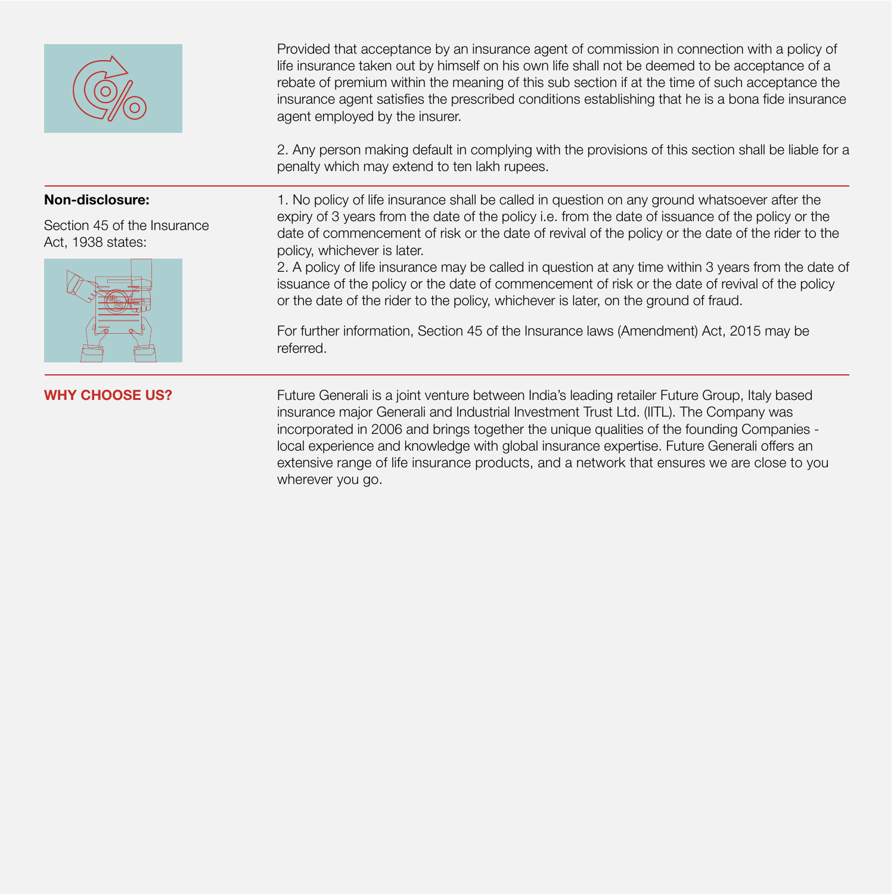Provided that acceptance by an insurance agent of commission in connection with a policy of life insurance taken out by himself on his own life shall not be deemed to be acceptance of a rebate of premium within the meaning of this sub section if at the time of such acceptance the insurance agent satisfies the prescribed conditions establishing that he is a bona fide insurance agent employed by the insurer.

2. Any person making default in complying with the provisions of this section shall be liable for a penalty which may extend to ten lakh rupees.

**Non-disclosure:**

Section 45 of the Insurance Act, 1938 states:

1. No policy of life insurance shall be called in question on any ground whatsoever after the expiry of 3 years from the date of the policy i.e. from the date of issuance of the policy or the date of commencement of risk or the date of revival of the policy or the date of the rider to the policy, whichever is later.
2. A policy of life insurance may be called in question at any time within 3 years from the date of issuance of the policy or the date of commencement of risk or the date of revival of the policy or the date of the rider to the policy, whichever is later, on the ground of fraud.

For further information, Section 45 of the Insurance laws (Amendment) Act, 2015 may be referred.

**WHY CHOOSE US?**

Future Generali is a joint venture between India's leading retailer Future Group, Italy based insurance major Generali and Industrial Investment Trust Ltd. (IITL). The Company was incorporated in 2006 and brings together the unique qualities of the founding Companies - local experience and knowledge with global insurance expertise. Future Generali offers an extensive range of life insurance products, and a network that ensures we are close to you wherever you go.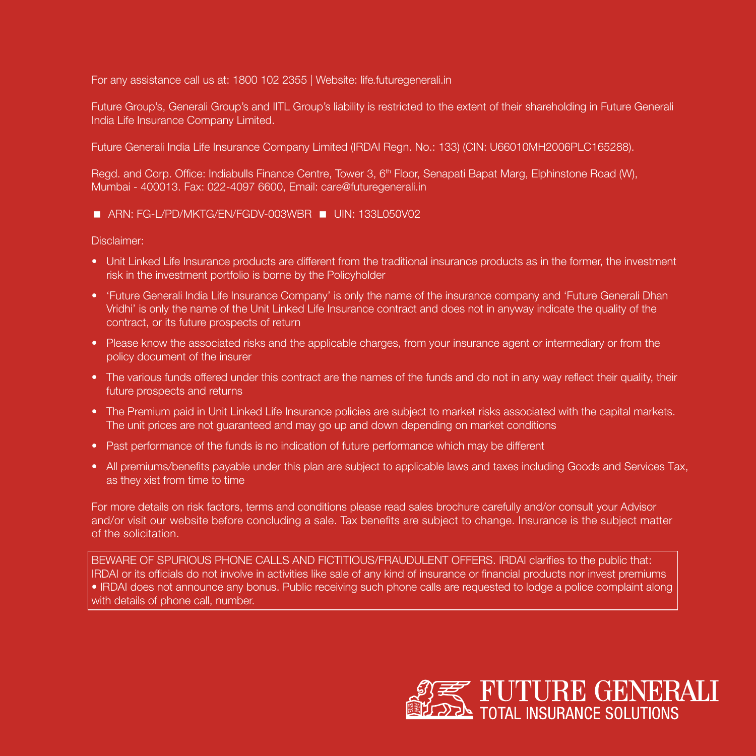For any assistance call us at: 1800 102 2355 | Website: life.futuregenerali.in

Future Group's, Generali Group's and IITL Group's liability is restricted to the extent of their shareholding in Future Generali India Life Insurance Company Limited.

Future Generali India Life Insurance Company Limited (IRDAI Regn. No.: 133) (CIN: U66010MH2006PLC165288).

Regd. and Corp. Office: Indiabulls Finance Centre, Tower 3, 6th Floor, Senapati Bapat Marg, Elphinstone Road (W), Mumbai - 400013. Fax: 022-4097 6600, Email: care@futuregenerali.in

■ ARN: FG-L/PD/MKTG/EN/FGDV-003WBR ■ UIN: 133L050V02

Disclaimer:

- Unit Linked Life Insurance products are different from the traditional insurance products as in the former, the investment risk in the investment portfolio is borne by the Policyholder
- 'Future Generali India Life Insurance Company' is only the name of the insurance company and 'Future Generali Dhan Vridhi' is only the name of the Unit Linked Life Insurance contract and does not in anyway indicate the quality of the contract, or its future prospects of return
- Please know the associated risks and the applicable charges, from your insurance agent or intermediary or from the policy document of the insurer
- The various funds offered under this contract are the names of the funds and do not in any way reflect their quality, their future prospects and returns
- The Premium paid in Unit Linked Life Insurance policies are subject to market risks associated with the capital markets. The unit prices are not guaranteed and may go up and down depending on market conditions
- Past performance of the funds is no indication of future performance which may be different
- All premiums/benefits payable under this plan are subject to applicable laws and taxes including Goods and Services Tax, as they xist from time to time

For more details on risk factors, terms and conditions please read sales brochure carefully and/or consult your Advisor and/or visit our website before concluding a sale. Tax benefits are subject to change. Insurance is the subject matter of the solicitation.

BEWARE OF SPURIOUS PHONE CALLS AND FICTITIOUS/FRAUDULENT OFFERS. IRDAI clarifies to the public that: IRDAI or its officials do not involve in activities like sale of any kind of insurance or financial products nor invest premiums • IRDAI does not announce any bonus. Public receiving such phone calls are requested to lodge a police complaint along with details of phone call, number.

FUTURE GENERALI
TOTAL INSURANCE SOLUTIONS